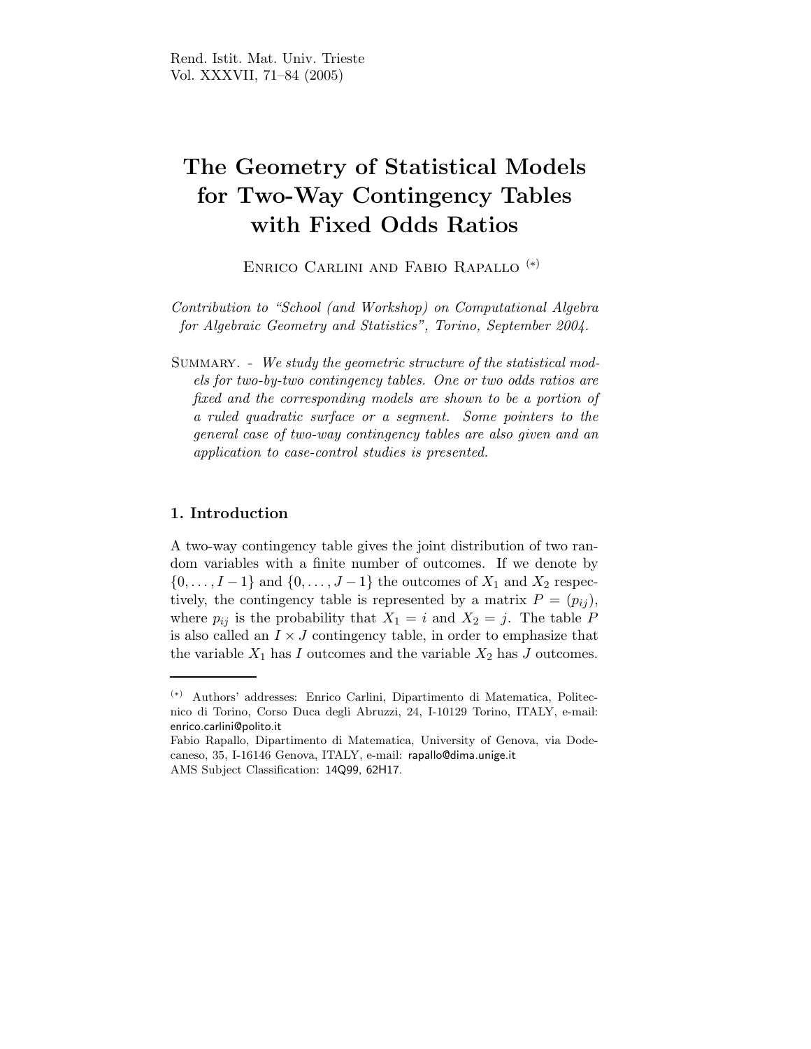# The Geometry of Statistical Models for Two-Way Contingency Tables with Fixed Odds Ratios

Enrico Carlini and Fabio Rapallo (*)

*Contribution to "School (and Workshop) on Computational Algebra for Algebraic Geometry and Statistics", Torino, September 2004.*

Summary. - *We study the geometric structure of the statistical models for two-by-two contingency tables. One or two odds ratios are fixed and the corresponding models are shown to be a portion of a ruled quadratic surface or a segment. Some pointers to the general case of two-way contingency tables are also given and an application to case-control studies is presented.*

## 1. Introduction

A two-way contingency table gives the joint distribution of two random variables with a finite number of outcomes. If we denote by $\{0, \dots, I-1\}$ and $\{0, \dots, J-1\}$ the outcomes of $X_1$ and $X_2$ respectively, the contingency table is represented by a matrix $P = (p_{ij})$, where $p_{ij}$ is the probability that $X_1 = i$ and $X_2 = j$. The table $P$ is also called an $I \times J$ contingency table, in order to emphasize that the variable $X_1$ has $I$ outcomes and the variable $X_2$ has $J$ outcomes.

---

(*) Authors' addresses: Enrico Carlini, Dipartimento di Matematica, Politecnico di Torino, Corso Duca degli Abruzzi, 24, I-10129 Torino, ITALY, e-mail: enrico.carlini@polito.it

Fabio Rapallo, Dipartimento di Matematica, University of Genova, via Dodecaneso, 35, I-16146 Genova, ITALY, e-mail: rapallo@dima.unige.it

AMS Subject Classification: 14Q99, 62H17.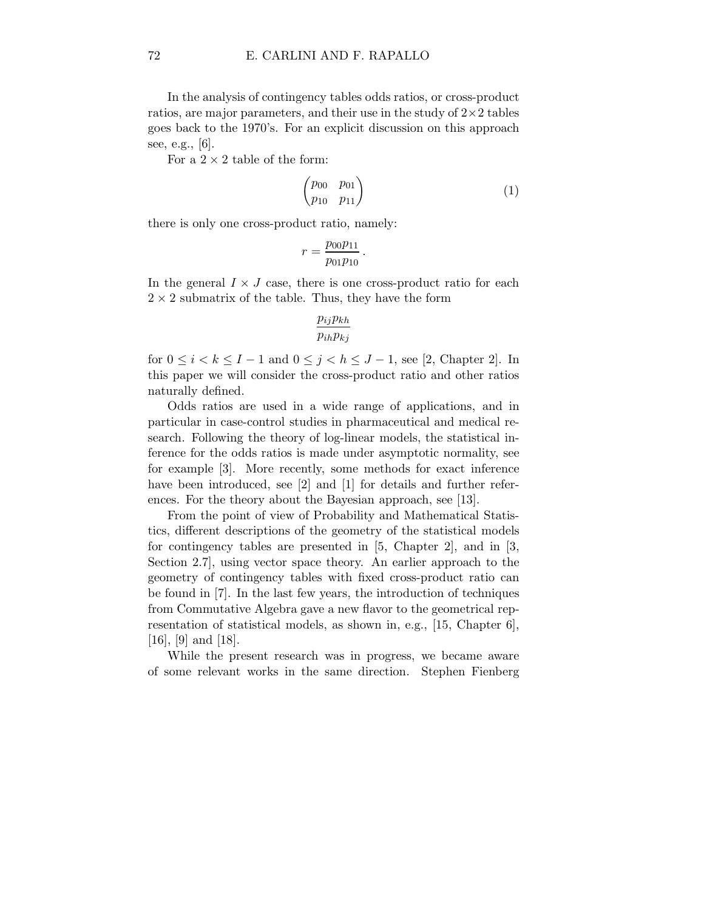In the analysis of contingency tables odds ratios, or cross-product ratios, are major parameters, and their use in the study of $2 \times 2$ tables goes back to the 1970's. For an explicit discussion on this approach see, e.g., [6].

For a $2 \times 2$ table of the form:

$$
\begin{pmatrix} p_{00} & p_{01} \\ p_{10} & p_{11} \end{pmatrix} \tag{1}
$$

there is only one cross-product ratio, namely:

$$
r = \frac{p_{00} p_{11}}{p_{01} p_{10}} .
$$

In the general $I \times J$ case, there is one cross-product ratio for each $2 \times 2$ submatrix of the table. Thus, they have the form

$$
\frac{p_{ij} p_{kh}}{p_{ih} p_{kj}}
$$

for $0 \leq i < k \leq I - 1$ and $0 \leq j < h \leq J - 1$, see [2, Chapter 2]. In this paper we will consider the cross-product ratio and other ratios naturally defined.

Odds ratios are used in a wide range of applications, and in particular in case-control studies in pharmaceutical and medical research. Following the theory of log-linear models, the statistical inference for the odds ratios is made under asymptotic normality, see for example [3]. More recently, some methods for exact inference have been introduced, see [2] and [1] for details and further references. For the theory about the Bayesian approach, see [13].

From the point of view of Probability and Mathematical Statistics, different descriptions of the geometry of the statistical models for contingency tables are presented in [5, Chapter 2], and in [3, Section 2.7], using vector space theory. An earlier approach to the geometry of contingency tables with fixed cross-product ratio can be found in [7]. In the last few years, the introduction of techniques from Commutative Algebra gave a new flavor to the geometrical representation of statistical models, as shown in, e.g., [15, Chapter 6], [16], [9] and [18].

While the present research was in progress, we became aware of some relevant works in the same direction. Stephen Fienberg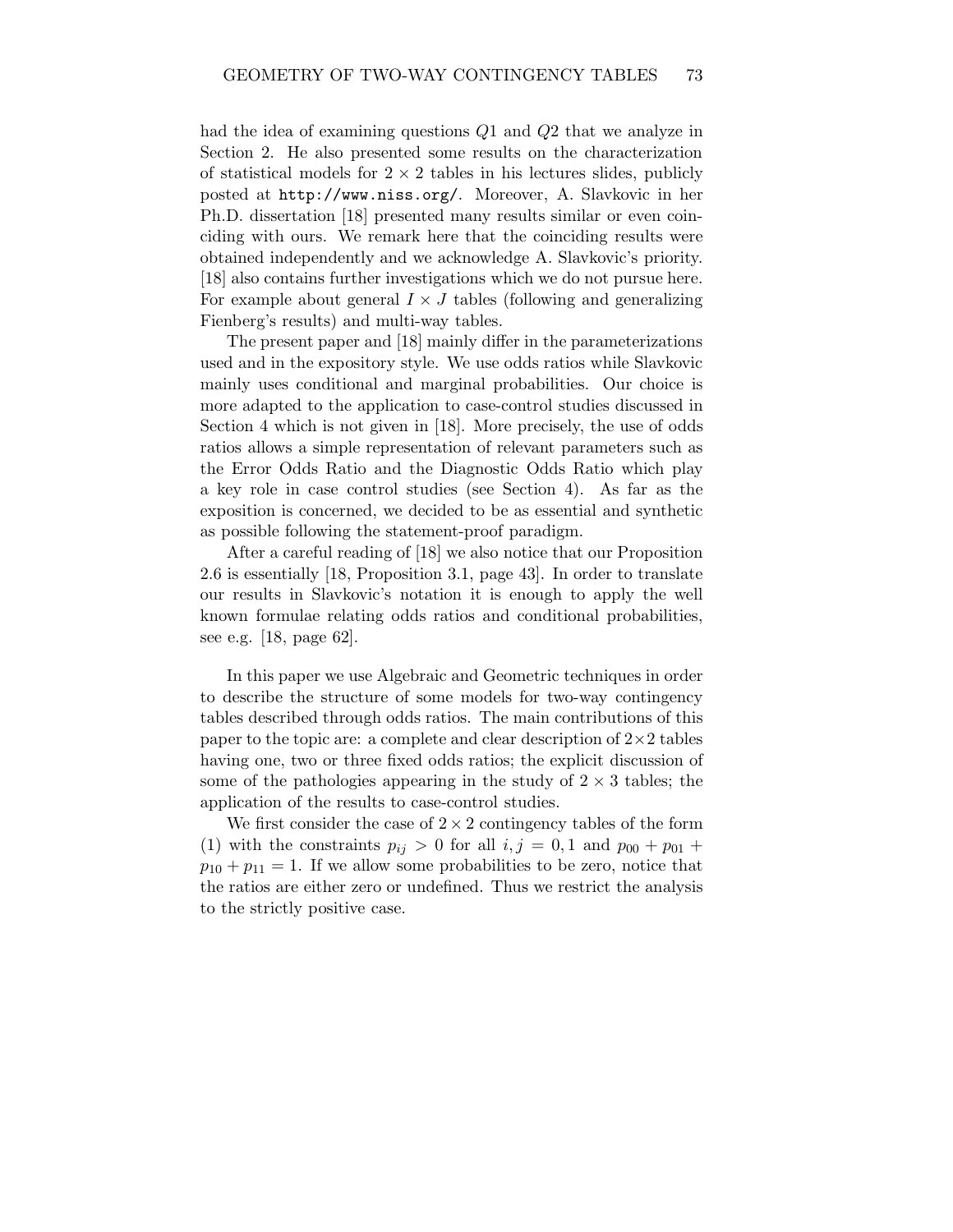had the idea of examining questions $Q1$ and $Q2$ that we analyze in Section 2. He also presented some results on the characterization of statistical models for $2 \times 2$ tables in his lectures slides, publicly posted at `http://www.niss.org/`. Moreover, A. Slavkovic in her Ph.D. dissertation [18] presented many results similar or even coinciding with ours. We remark here that the coinciding results were obtained independently and we acknowledge A. Slavkovic's priority. [18] also contains further investigations which we do not pursue here. For example about general $I \times J$ tables (following and generalizing Fienberg's results) and multi-way tables.

The present paper and [18] mainly differ in the parameterizations used and in the expository style. We use odds ratios while Slavkovic mainly uses conditional and marginal probabilities. Our choice is more adapted to the application to case-control studies discussed in Section 4 which is not given in [18]. More precisely, the use of odds ratios allows a simple representation of relevant parameters such as the Error Odds Ratio and the Diagnostic Odds Ratio which play a key role in case control studies (see Section 4). As far as the exposition is concerned, we decided to be as essential and synthetic as possible following the statement-proof paradigm.

After a careful reading of [18] we also notice that our Proposition 2.6 is essentially [18, Proposition 3.1, page 43]. In order to translate our results in Slavkovic's notation it is enough to apply the well known formulae relating odds ratios and conditional probabilities, see e.g. [18, page 62].

In this paper we use Algebraic and Geometric techniques in order to describe the structure of some models for two-way contingency tables described through odds ratios. The main contributions of this paper to the topic are: a complete and clear description of $2 \times 2$ tables having one, two or three fixed odds ratios; the explicit discussion of some of the pathologies appearing in the study of $2 \times 3$ tables; the application of the results to case-control studies.

We first consider the case of $2 \times 2$ contingency tables of the form (1) with the constraints $p_{ij} > 0$ for all $i, j = 0, 1$ and $p_{00} + p_{01} + p_{10} + p_{11} = 1$. If we allow some probabilities to be zero, notice that the ratios are either zero or undefined. Thus we restrict the analysis to the strictly positive case.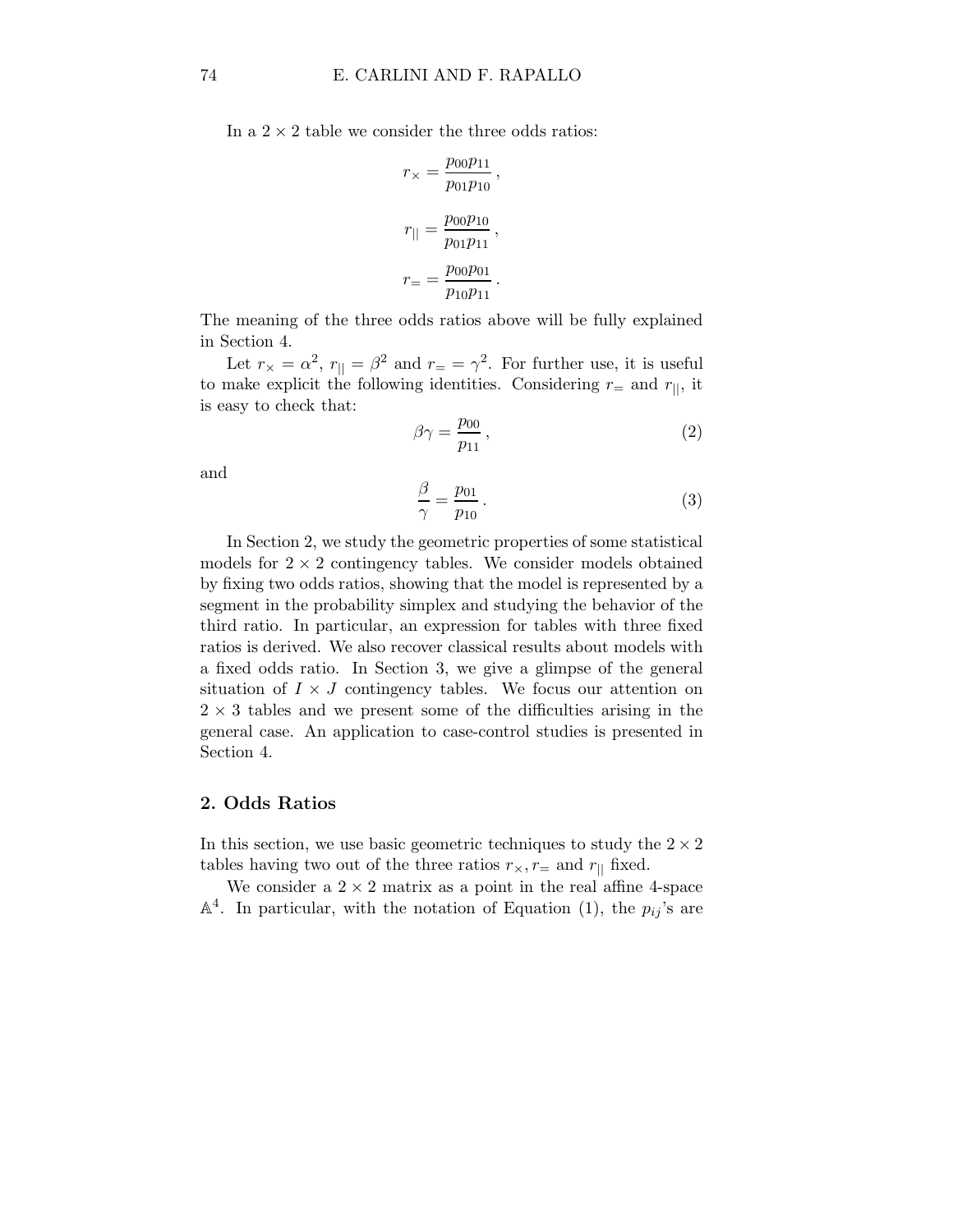In a $2 \times 2$ table we consider the three odds ratios:

$$r_\times = \frac{p_{00}p_{11}}{p_{01}p_{10}}\,,$$

$$r_{||} = \frac{p_{00}p_{10}}{p_{01}p_{11}}\,,$$

$$r_= = \frac{p_{00}p_{01}}{p_{10}p_{11}}\,.$$

The meaning of the three odds ratios above will be fully explained in Section 4.

Let $r_\times = \alpha^2$, $r_{||} = \beta^2$ and $r_= = \gamma^2$. For further use, it is useful to make explicit the following identities. Considering $r_=$ and $r_{||}$, it is easy to check that:

$$\beta\gamma = \frac{p_{00}}{p_{11}}\,, \tag{2}$$

and

$$\frac{\beta}{\gamma} = \frac{p_{01}}{p_{10}}\,. \tag{3}$$

In Section 2, we study the geometric properties of some statistical models for $2 \times 2$ contingency tables. We consider models obtained by fixing two odds ratios, showing that the model is represented by a segment in the probability simplex and studying the behavior of the third ratio. In particular, an expression for tables with three fixed ratios is derived. We also recover classical results about models with a fixed odds ratio. In Section 3, we give a glimpse of the general situation of $I \times J$ contingency tables. We focus our attention on $2 \times 3$ tables and we present some of the difficulties arising in the general case. An application to case-control studies is presented in Section 4.

## 2. Odds Ratios

In this section, we use basic geometric techniques to study the $2 \times 2$ tables having two out of the three ratios $r_\times, r_=$ and $r_{||}$ fixed.

We consider a $2 \times 2$ matrix as a point in the real affine 4-space $\mathbb{A}^4$. In particular, with the notation of Equation (1), the $p_{ij}$'s are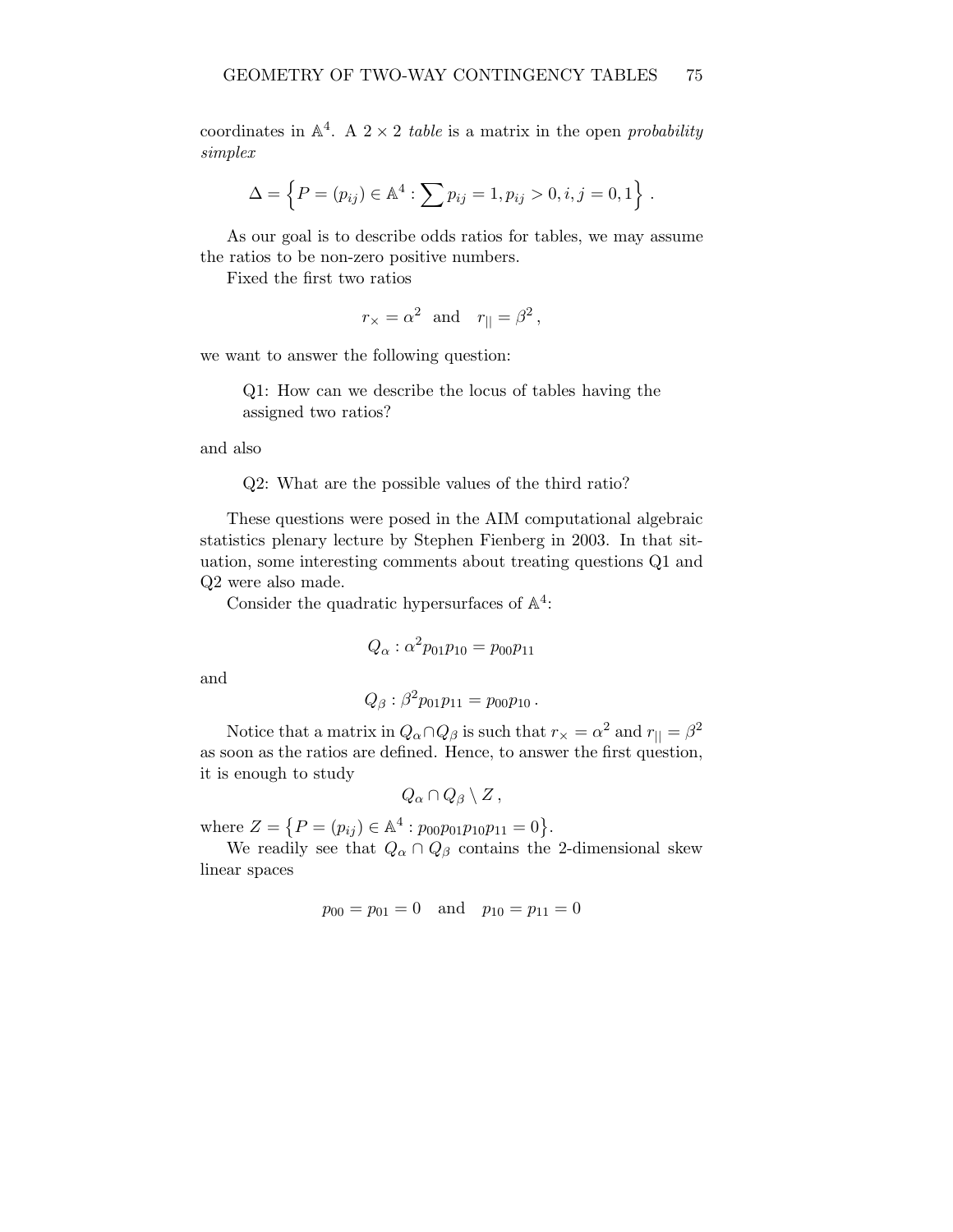coordinates in $\mathbb{A}^4$. A $2 \times 2$ *table* is a matrix in the open *probability simplex*

$$\Delta = \left\{ P = (p_{ij}) \in \mathbb{A}^4 : \sum p_{ij} = 1, p_{ij} > 0, i,j = 0,1 \right\} .$$

As our goal is to describe odds ratios for tables, we may assume the ratios to be non-zero positive numbers.

Fixed the first two ratios

$$r_\times = \alpha^2 \quad \text{and} \quad r_{||} = \beta^2 \,,$$

we want to answer the following question:

> Q1: How can we describe the locus of tables having the assigned two ratios?

and also

> Q2: What are the possible values of the third ratio?

These questions were posed in the AIM computational algebraic statistics plenary lecture by Stephen Fienberg in 2003. In that situation, some interesting comments about treating questions Q1 and Q2 were also made.

Consider the quadratic hypersurfaces of $\mathbb{A}^4$:

$$Q_\alpha : \alpha^2 p_{01} p_{10} = p_{00} p_{11}$$

and

$$Q_\beta : \beta^2 p_{01} p_{11} = p_{00} p_{10} \,.$$

Notice that a matrix in $Q_\alpha \cap Q_\beta$ is such that $r_\times = \alpha^2$ and $r_{||} = \beta^2$ as soon as the ratios are defined. Hence, to answer the first question, it is enough to study

$$Q_\alpha \cap Q_\beta \setminus Z \,,$$

where $Z = \left\{ P = (p_{ij}) \in \mathbb{A}^4 : p_{00} p_{01} p_{10} p_{11} = 0 \right\}$.

We readily see that $Q_\alpha \cap Q_\beta$ contains the 2-dimensional skew linear spaces

$$p_{00} = p_{01} = 0 \quad \text{and} \quad p_{10} = p_{11} = 0$$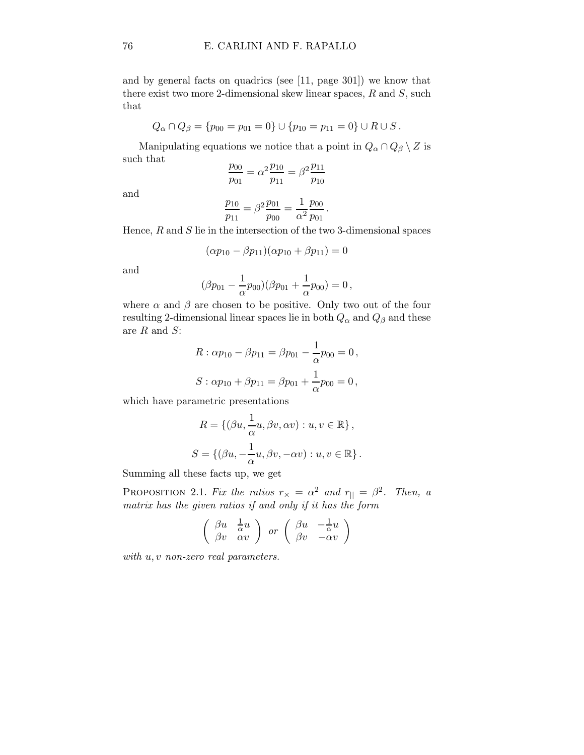and by general facts on quadrics (see [11, page 301]) we know that there exist two more 2-dimensional skew linear spaces, $R$ and $S$, such that

$$Q_\alpha \cap Q_\beta = \{p_{00} = p_{01} = 0\} \cup \{p_{10} = p_{11} = 0\} \cup R \cup S\,.$$

Manipulating equations we notice that a point in $Q_\alpha \cap Q_\beta \setminus Z$ is such that

$$\frac{p_{00}}{p_{01}} = \alpha^2 \frac{p_{10}}{p_{11}} = \beta^2 \frac{p_{11}}{p_{10}}$$

and

$$\frac{p_{10}}{p_{11}} = \beta^2 \frac{p_{01}}{p_{00}} = \frac{1}{\alpha^2}\frac{p_{00}}{p_{01}}\,.$$

Hence, $R$ and $S$ lie in the intersection of the two 3-dimensional spaces

$$(\alpha p_{10} - \beta p_{11})(\alpha p_{10} + \beta p_{11}) = 0$$

and

$$(\beta p_{01} - \frac{1}{\alpha} p_{00})(\beta p_{01} + \frac{1}{\alpha} p_{00}) = 0\,,$$

where $\alpha$ and $\beta$ are chosen to be positive. Only two out of the four resulting 2-dimensional linear spaces lie in both $Q_\alpha$ and $Q_\beta$ and these are $R$ and $S$:

$$R : \alpha p_{10} - \beta p_{11} = \beta p_{01} - \frac{1}{\alpha} p_{00} = 0\,,$$

$$S : \alpha p_{10} + \beta p_{11} = \beta p_{01} + \frac{1}{\alpha} p_{00} = 0\,,$$

which have parametric presentations

$$R = \{(\beta u, \frac{1}{\alpha} u, \beta v, \alpha v) : u, v \in \mathbb{R}\}\,,$$

$$S = \{(\beta u, -\frac{1}{\alpha} u, \beta v, -\alpha v) : u, v \in \mathbb{R}\}\,.$$

Summing all these facts up, we get

**Proposition 2.1.** *Fix the ratios $r_\times = \alpha^2$ and $r_{||} = \beta^2$. Then, a matrix has the given ratios if and only if it has the form*

$$\begin{pmatrix} \beta u & \frac{1}{\alpha} u \\ \beta v & \alpha v \end{pmatrix} \ \text{or} \ \begin{pmatrix} \beta u & -\frac{1}{\alpha} u \\ \beta v & -\alpha v \end{pmatrix}$$

*with $u, v$ non-zero real parameters.*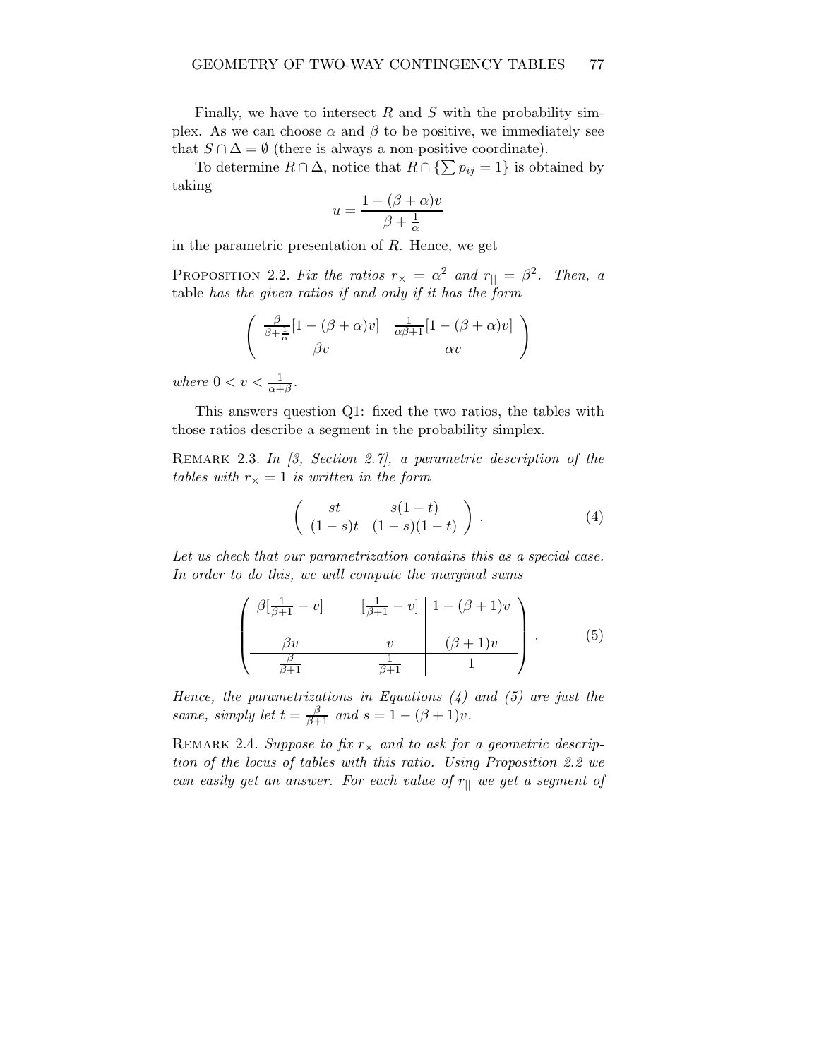Finally, we have to intersect $R$ and $S$ with the probability simplex. As we can choose $\alpha$ and $\beta$ to be positive, we immediately see that $S \cap \Delta = \emptyset$ (there is always a non-positive coordinate).

To determine $R \cap \Delta$, notice that $R \cap \{\sum p_{ij} = 1\}$ is obtained by taking

$$u = \frac{1 - (\beta + \alpha)v}{\beta + \frac{1}{\alpha}}$$

in the parametric presentation of $R$. Hence, we get

**Proposition 2.2.** *Fix the ratios $r_\times = \alpha^2$ and $r_{||} = \beta^2$. Then, a* table *has the given ratios if and only if it has the form*

$$\begin{pmatrix} \frac{\beta}{\beta + \frac{1}{\alpha}}[1 - (\beta + \alpha)v] & \frac{1}{\alpha\beta + 1}[1 - (\beta + \alpha)v] \\ \beta v & \alpha v \end{pmatrix}$$

*where $0 < v < \frac{1}{\alpha + \beta}$.*

This answers question Q1: fixed the two ratios, the tables with those ratios describe a segment in the probability simplex.

**Remark 2.3.** *In [3, Section 2.7], a parametric description of the tables with $r_\times = 1$ is written in the form*

$$\begin{pmatrix} st & s(1-t) \\ (1-s)t & (1-s)(1-t) \end{pmatrix}. \tag{4}$$

*Let us check that our parametrization contains this as a special case. In order to do this, we will compute the marginal sums*

$$\left(\begin{array}{cc|c} \beta[\frac{1}{\beta+1} - v] & [\frac{1}{\beta+1} - v] & 1 - (\beta + 1)v \\ \beta v & v & (\beta + 1)v \\ \hline \frac{\beta}{\beta+1} & \frac{1}{\beta+1} & 1 \end{array}\right). \tag{5}$$

*Hence, the parametrizations in Equations (4) and (5) are just the same, simply let $t = \frac{\beta}{\beta+1}$ and $s = 1 - (\beta + 1)v$.*

**Remark 2.4.** *Suppose to fix $r_\times$ and to ask for a geometric description of the locus of tables with this ratio. Using Proposition 2.2 we can easily get an answer. For each value of $r_{||}$ we get a segment of*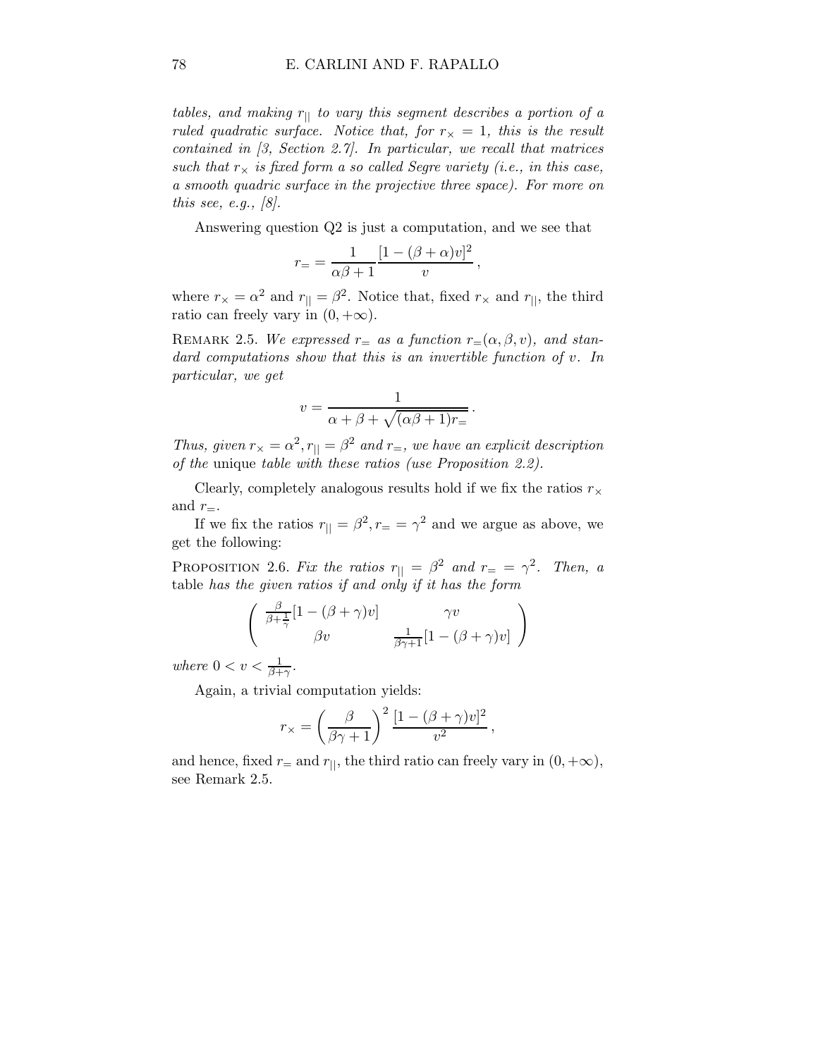*tables, and making $r_{||}$ to vary this segment describes a portion of a ruled quadratic surface. Notice that, for $r_\times = 1$, this is the result contained in [3, Section 2.7]. In particular, we recall that matrices such that $r_\times$ is fixed form a so called Segre variety (i.e., in this case, a smooth quadric surface in the projective three space). For more on this see, e.g., [8].*

Answering question Q2 is just a computation, and we see that

$$r_= = \frac{1}{\alpha\beta + 1} \frac{[1 - (\beta + \alpha)v]^2}{v} ,$$

where $r_\times = \alpha^2$ and $r_{||} = \beta^2$. Notice that, fixed $r_\times$ and $r_{||}$, the third ratio can freely vary in $(0, +\infty)$.

Remark 2.5. *We expressed $r_=$ as a function $r_=(\alpha, \beta, v)$, and standard computations show that this is an invertible function of $v$. In particular, we get*

$$v = \frac{1}{\alpha + \beta + \sqrt{(\alpha\beta + 1)r_=}} .$$

*Thus, given $r_\times = \alpha^2, r_{||} = \beta^2$ and $r_=$, we have an explicit description of the* unique *table with these ratios (use Proposition 2.2).*

Clearly, completely analogous results hold if we fix the ratios $r_\times$ and $r_=$.

If we fix the ratios $r_{||} = \beta^2, r_= = \gamma^2$ and we argue as above, we get the following:

Proposition 2.6. *Fix the ratios $r_{||} = \beta^2$ and $r_= = \gamma^2$. Then, a* table *has the given ratios if and only if it has the form*

$$\begin{pmatrix} \frac{\beta}{\beta + \frac{1}{\gamma}}[1 - (\beta + \gamma)v] & \gamma v \\ \beta v & \frac{1}{\beta\gamma + 1}[1 - (\beta + \gamma)v] \end{pmatrix}$$

*where $0 < v < \frac{1}{\beta + \gamma}$.*

Again, a trivial computation yields:

$$r_\times = \left( \frac{\beta}{\beta\gamma + 1} \right)^2 \frac{[1 - (\beta + \gamma)v]^2}{v^2} ,$$

and hence, fixed $r_=$ and $r_{||}$, the third ratio can freely vary in $(0, +\infty)$, see Remark 2.5.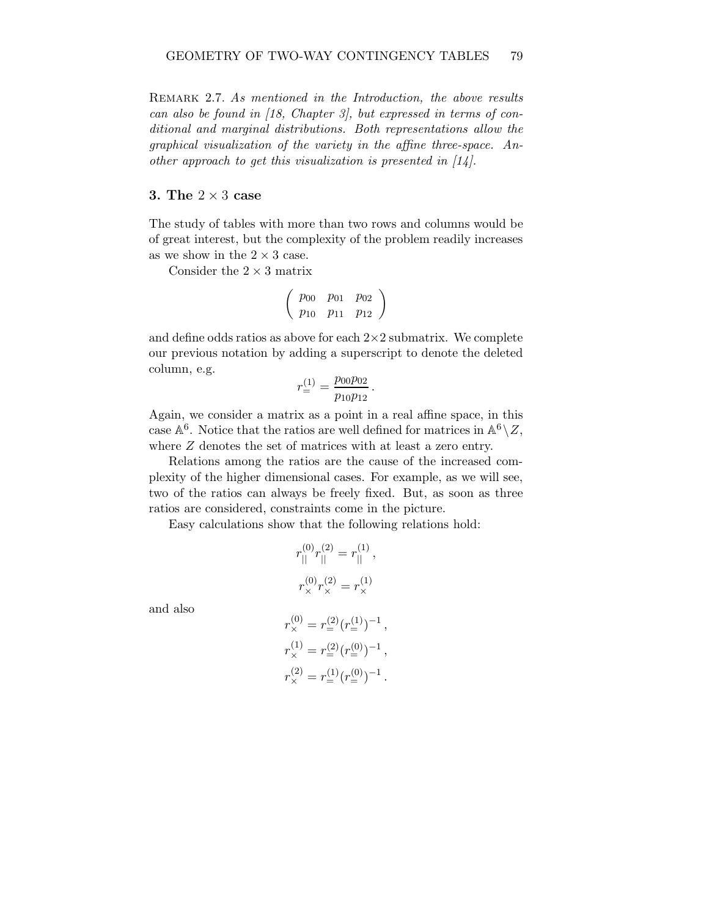Remark 2.7. *As mentioned in the Introduction, the above results can also be found in [18, Chapter 3], but expressed in terms of conditional and marginal distributions. Both representations allow the graphical visualization of the variety in the affine three-space. Another approach to get this visualization is presented in [14].*

## 3. The $2 \times 3$ case

The study of tables with more than two rows and columns would be of great interest, but the complexity of the problem readily increases as we show in the $2 \times 3$ case.

Consider the $2 \times 3$ matrix

$$\begin{pmatrix} p_{00} & p_{01} & p_{02} \\ p_{10} & p_{11} & p_{12} \end{pmatrix}$$

and define odds ratios as above for each $2\times 2$ submatrix. We complete our previous notation by adding a superscript to denote the deleted column, e.g.

$$r_{=}^{(1)} = \frac{p_{00}p_{02}}{p_{10}p_{12}}\,.$$

Again, we consider a matrix as a point in a real affine space, in this case $\mathbb{A}^6$. Notice that the ratios are well defined for matrices in $\mathbb{A}^6 \setminus Z$, where $Z$ denotes the set of matrices with at least a zero entry.

Relations among the ratios are the cause of the increased complexity of the higher dimensional cases. For example, as we will see, two of the ratios can always be freely fixed. But, as soon as three ratios are considered, constraints come in the picture.

Easy calculations show that the following relations hold:

$$r_{||}^{(0)} r_{||}^{(2)} = r_{||}^{(1)}\,,$$

$$r_{\times}^{(0)} r_{\times}^{(2)} = r_{\times}^{(1)}$$

and also

$$r_{\times}^{(0)} = r_{=}^{(2)} (r_{=}^{(1)})^{-1}\,,$$

$$r_{\times}^{(1)} = r_{=}^{(2)} (r_{=}^{(0)})^{-1}\,,$$

$$r_{\times}^{(2)} = r_{=}^{(1)} (r_{=}^{(0)})^{-1}\,.$$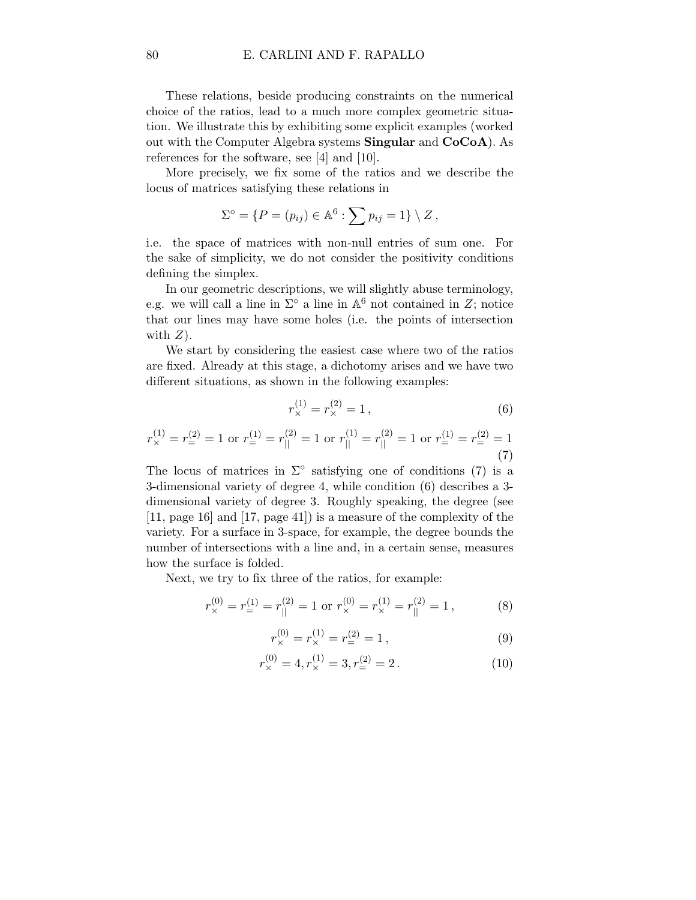These relations, beside producing constraints on the numerical choice of the ratios, lead to a much more complex geometric situation. We illustrate this by exhibiting some explicit examples (worked out with the Computer Algebra systems **Singular** and **CoCoA**). As references for the software, see [4] and [10].

More precisely, we fix some of the ratios and we describe the locus of matrices satisfying these relations in

$$\Sigma^\circ = \{P = (p_{ij}) \in \mathbb{A}^6 : \sum p_{ij} = 1\} \setminus Z \,,$$

i.e. the space of matrices with non-null entries of sum one. For the sake of simplicity, we do not consider the positivity conditions defining the simplex.

In our geometric descriptions, we will slightly abuse terminology, e.g. we will call a line in $\Sigma^\circ$ a line in $\mathbb{A}^6$ not contained in $Z$; notice that our lines may have some holes (i.e. the points of intersection with $Z$).

We start by considering the easiest case where two of the ratios are fixed. Already at this stage, a dichotomy arises and we have two different situations, as shown in the following examples:

$$r_\times^{(1)} = r_\times^{(2)} = 1 \,, \tag{6}$$

$$r_\times^{(1)} = r_=^{(2)} = 1 \text{ or } r_=^{(1)} = r_{||}^{(2)} = 1 \text{ or } r_{||}^{(1)} = r_{||}^{(2)} = 1 \text{ or } r_=^{(1)} = r_=^{(2)} = 1 \tag{7}$$

The locus of matrices in $\Sigma^\circ$ satisfying one of conditions (7) is a 3-dimensional variety of degree 4, while condition (6) describes a 3-dimensional variety of degree 3. Roughly speaking, the degree (see [11, page 16] and [17, page 41]) is a measure of the complexity of the variety. For a surface in 3-space, for example, the degree bounds the number of intersections with a line and, in a certain sense, measures how the surface is folded.

Next, we try to fix three of the ratios, for example:

$$r_\times^{(0)} = r_=^{(1)} = r_{||}^{(2)} = 1 \text{ or } r_\times^{(0)} = r_\times^{(1)} = r_{||}^{(2)} = 1 \,, \tag{8}$$

$$r_\times^{(0)} = r_\times^{(1)} = r_=^{(2)} = 1 \,, \tag{9}$$

$$r_\times^{(0)} = 4, r_\times^{(1)} = 3, r_=^{(2)} = 2 \,. \tag{10}$$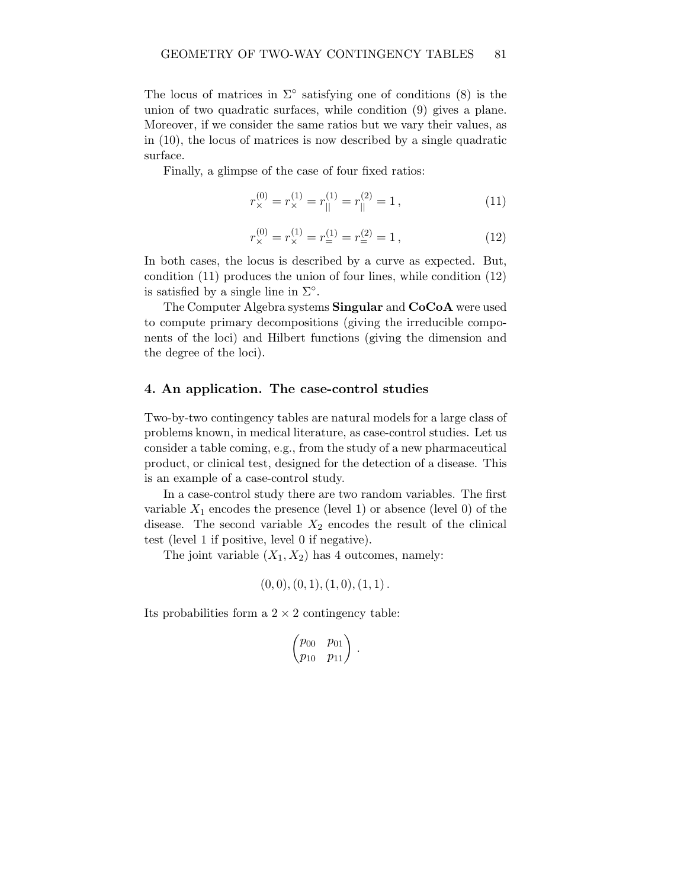The locus of matrices in $\Sigma^\circ$ satisfying one of conditions (8) is the union of two quadratic surfaces, while condition (9) gives a plane. Moreover, if we consider the same ratios but we vary their values, as in (10), the locus of matrices is now described by a single quadratic surface.

Finally, a glimpse of the case of four fixed ratios:

$$r_\times^{(0)} = r_\times^{(1)} = r_{||}^{(1)} = r_{||}^{(2)} = 1\,, \tag{11}$$

$$r_\times^{(0)} = r_\times^{(1)} = r_=^{(1)} = r_=^{(2)} = 1\,, \tag{12}$$

In both cases, the locus is described by a curve as expected. But, condition (11) produces the union of four lines, while condition (12) is satisfied by a single line in $\Sigma^\circ$.

The Computer Algebra systems **Singular** and **CoCoA** were used to compute primary decompositions (giving the irreducible components of the loci) and Hilbert functions (giving the dimension and the degree of the loci).

## 4. An application. The case-control studies

Two-by-two contingency tables are natural models for a large class of problems known, in medical literature, as case-control studies. Let us consider a table coming, e.g., from the study of a new pharmaceutical product, or clinical test, designed for the detection of a disease. This is an example of a case-control study.

In a case-control study there are two random variables. The first variable $X_1$ encodes the presence (level 1) or absence (level 0) of the disease. The second variable $X_2$ encodes the result of the clinical test (level 1 if positive, level 0 if negative).

The joint variable $(X_1, X_2)$ has 4 outcomes, namely:

$$(0,0), (0,1), (1,0), (1,1)\,.$$

Its probabilities form a $2 \times 2$ contingency table:

$$\begin{pmatrix} p_{00} & p_{01} \\ p_{10} & p_{11} \end{pmatrix}\,.$$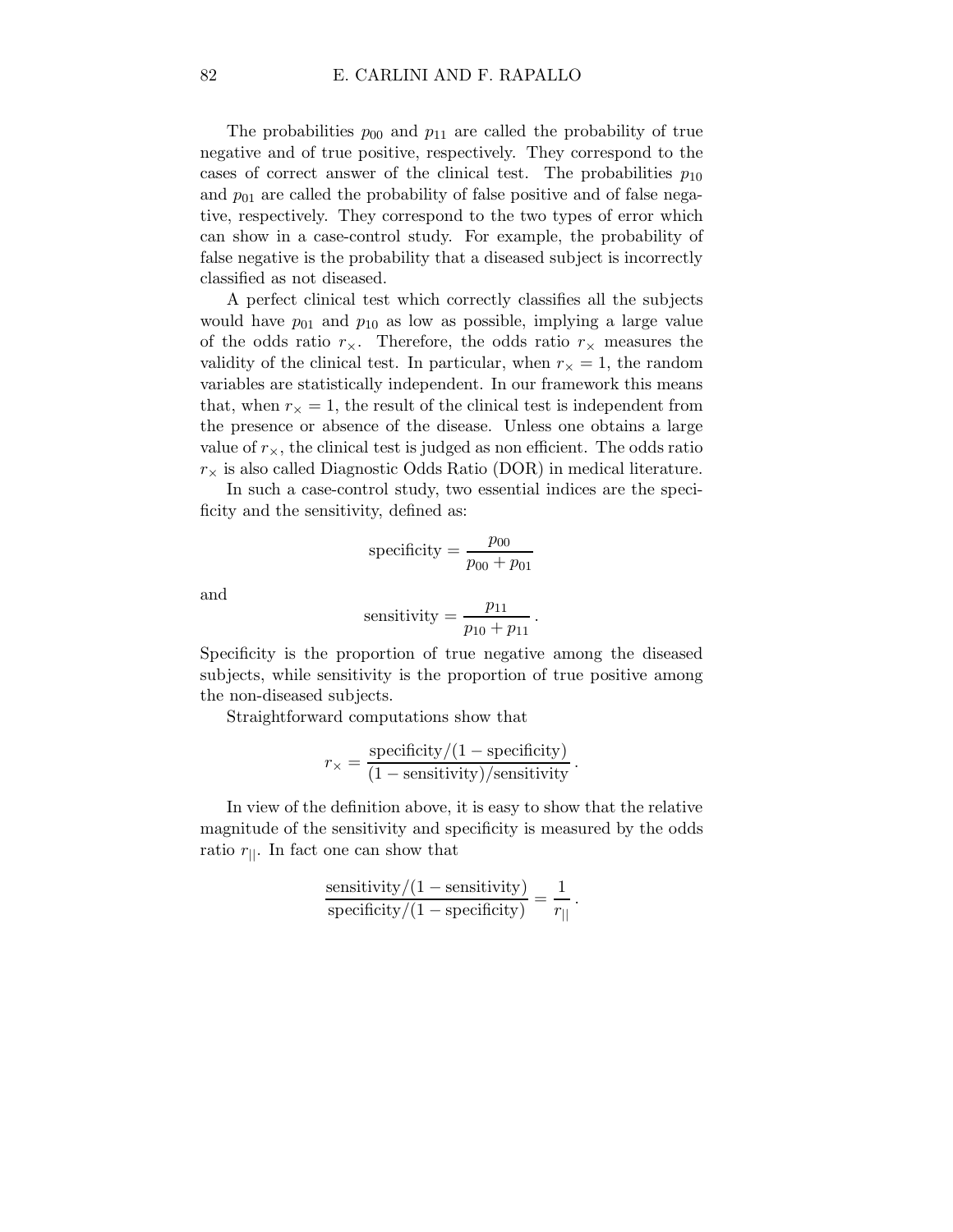The probabilities $p_{00}$ and $p_{11}$ are called the probability of true negative and of true positive, respectively. They correspond to the cases of correct answer of the clinical test. The probabilities $p_{10}$ and $p_{01}$ are called the probability of false positive and of false negative, respectively. They correspond to the two types of error which can show in a case-control study. For example, the probability of false negative is the probability that a diseased subject is incorrectly classified as not diseased.

A perfect clinical test which correctly classifies all the subjects would have $p_{01}$ and $p_{10}$ as low as possible, implying a large value of the odds ratio $r_\times$. Therefore, the odds ratio $r_\times$ measures the validity of the clinical test. In particular, when $r_\times = 1$, the random variables are statistically independent. In our framework this means that, when $r_\times = 1$, the result of the clinical test is independent from the presence or absence of the disease. Unless one obtains a large value of $r_\times$, the clinical test is judged as non efficient. The odds ratio $r_\times$ is also called Diagnostic Odds Ratio (DOR) in medical literature.

In such a case-control study, two essential indices are the specificity and the sensitivity, defined as:

$$\text{specificity} = \frac{p_{00}}{p_{00} + p_{01}}$$

and

$$\text{sensitivity} = \frac{p_{11}}{p_{10} + p_{11}} \, .$$

Specificity is the proportion of true negative among the diseased subjects, while sensitivity is the proportion of true positive among the non-diseased subjects.

Straightforward computations show that

$$r_\times = \frac{\text{specificity}/(1 - \text{specificity})}{(1 - \text{sensitivity})/\text{sensitivity}} \, .$$

In view of the definition above, it is easy to show that the relative magnitude of the sensitivity and specificity is measured by the odds ratio $r_{||}$. In fact one can show that

$$\frac{\text{sensitivity}/(1 - \text{sensitivity})}{\text{specificity}/(1 - \text{specificity})} = \frac{1}{r_{||}} \, .$$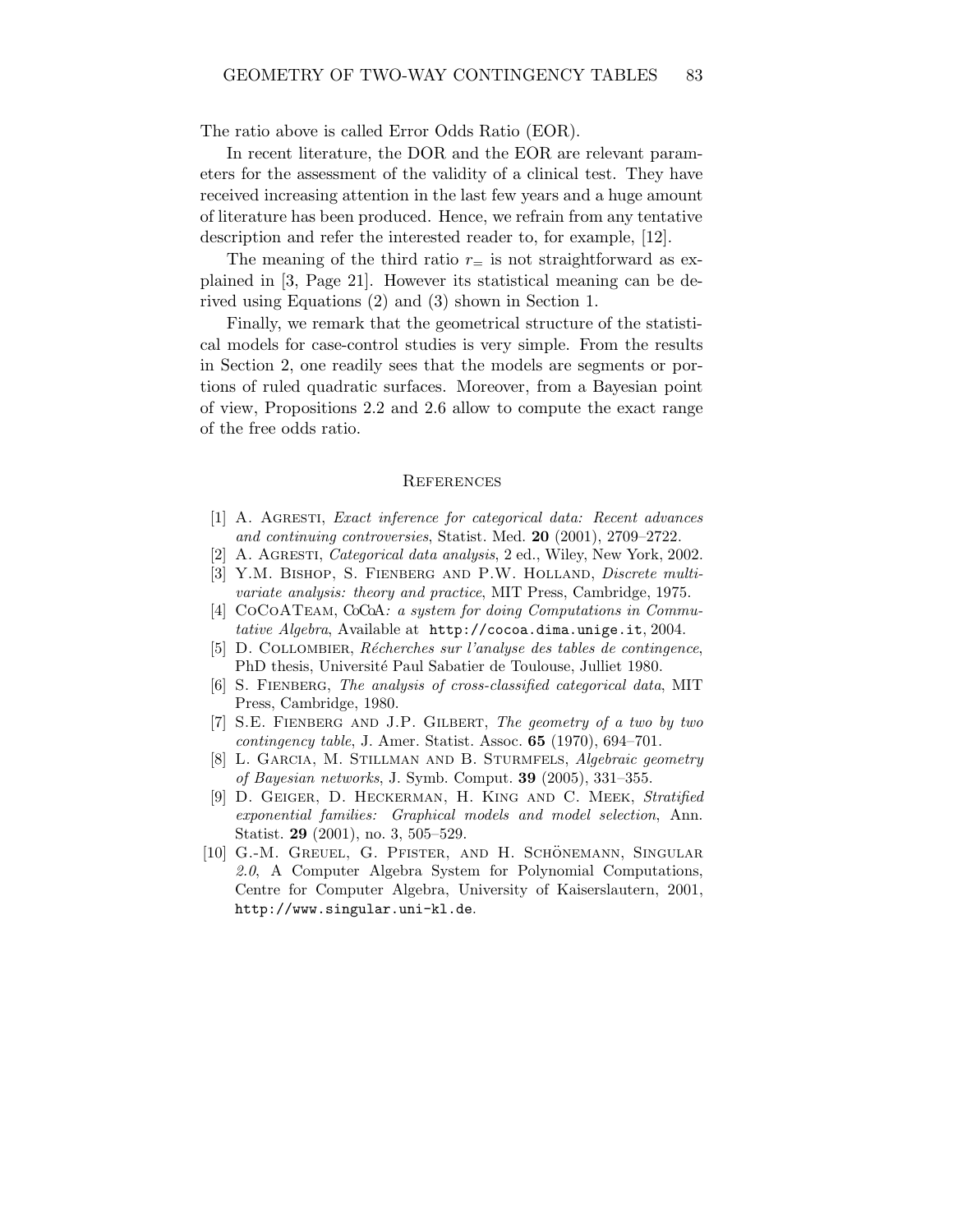The ratio above is called Error Odds Ratio (EOR).

In recent literature, the DOR and the EOR are relevant parameters for the assessment of the validity of a clinical test. They have received increasing attention in the last few years and a huge amount of literature has been produced. Hence, we refrain from any tentative description and refer the interested reader to, for example, [12].

The meaning of the third ratio $r_=$ is not straightforward as explained in [3, Page 21]. However its statistical meaning can be derived using Equations (2) and (3) shown in Section 1.

Finally, we remark that the geometrical structure of the statistical models for case-control studies is very simple. From the results in Section 2, one readily sees that the models are segments or portions of ruled quadratic surfaces. Moreover, from a Bayesian point of view, Propositions 2.2 and 2.6 allow to compute the exact range of the free odds ratio.

## References

[1] A. Agresti, *Exact inference for categorical data: Recent advances and continuing controversies*, Statist. Med. **20** (2001), 2709–2722.

[2] A. Agresti, *Categorical data analysis*, 2 ed., Wiley, New York, 2002.

[3] Y.M. Bishop, S. Fienberg and P.W. Holland, *Discrete multivariate analysis: theory and practice*, MIT Press, Cambridge, 1975.

[4] CoCoATeam, CoCoA*: a system for doing Computations in Commutative Algebra*, Available at http://cocoa.dima.unige.it, 2004.

[5] D. Collombier, *Récherches sur l'analyse des tables de contingence*, PhD thesis, Université Paul Sabatier de Toulouse, Julliet 1980.

[6] S. Fienberg, *The analysis of cross-classified categorical data*, MIT Press, Cambridge, 1980.

[7] S.E. Fienberg and J.P. Gilbert, *The geometry of a two by two contingency table*, J. Amer. Statist. Assoc. **65** (1970), 694–701.

[8] L. Garcia, M. Stillman and B. Sturmfels, *Algebraic geometry of Bayesian networks*, J. Symb. Comput. **39** (2005), 331–355.

[9] D. Geiger, D. Heckerman, H. King and C. Meek, *Stratified exponential families: Graphical models and model selection*, Ann. Statist. **29** (2001), no. 3, 505–529.

[10] G.-M. Greuel, G. Pfister, and H. Schönemann, Singular *2.0*, A Computer Algebra System for Polynomial Computations, Centre for Computer Algebra, University of Kaiserslautern, 2001, http://www.singular.uni-kl.de.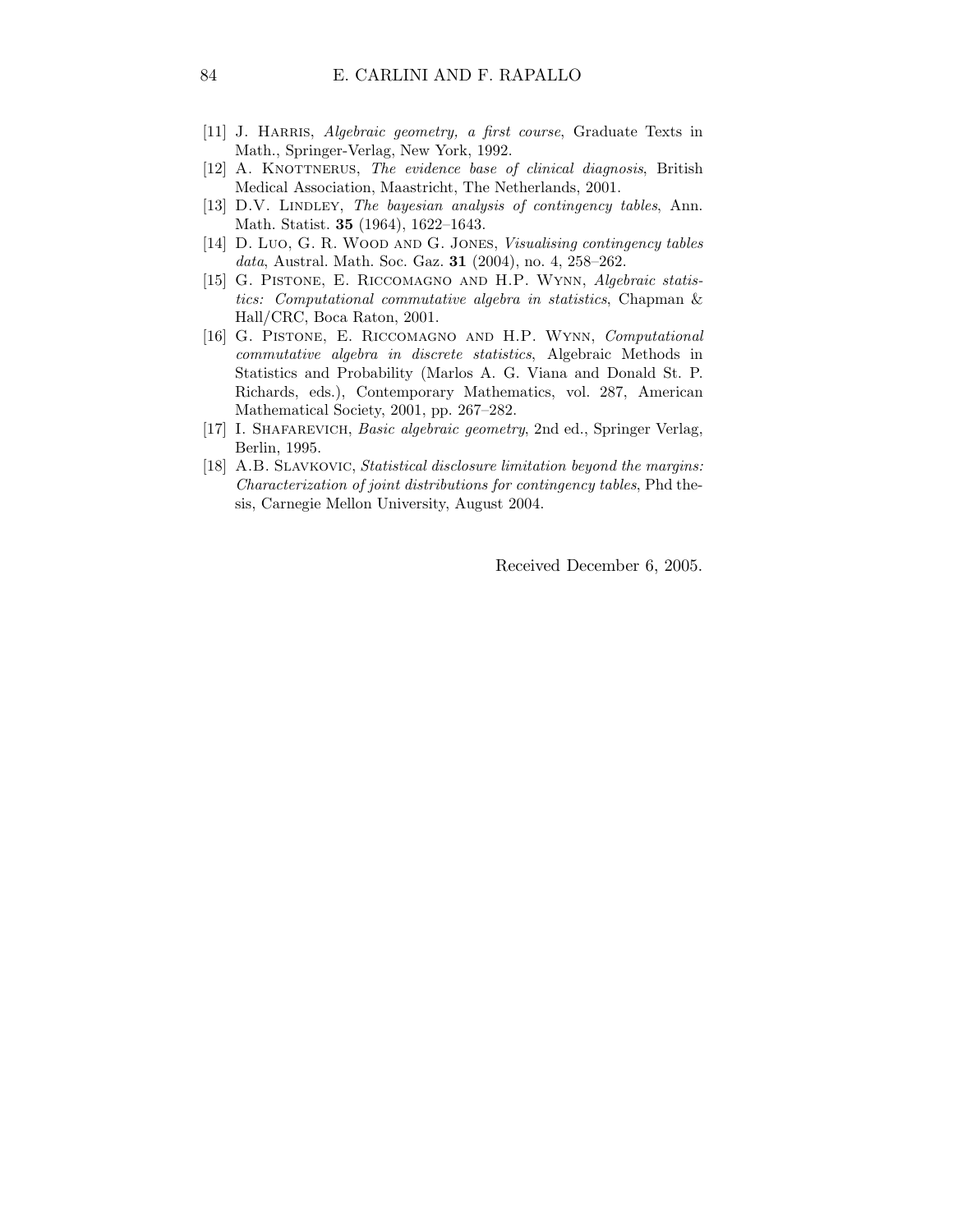[11] J. Harris, *Algebraic geometry, a first course*, Graduate Texts in Math., Springer-Verlag, New York, 1992.

[12] A. Knottnerus, *The evidence base of clinical diagnosis*, British Medical Association, Maastricht, The Netherlands, 2001.

[13] D.V. Lindley, *The bayesian analysis of contingency tables*, Ann. Math. Statist. **35** (1964), 1622–1643.

[14] D. Luo, G. R. Wood and G. Jones, *Visualising contingency tables data*, Austral. Math. Soc. Gaz. **31** (2004), no. 4, 258–262.

[15] G. Pistone, E. Riccomagno and H.P. Wynn, *Algebraic statistics: Computational commutative algebra in statistics*, Chapman & Hall/CRC, Boca Raton, 2001.

[16] G. Pistone, E. Riccomagno and H.P. Wynn, *Computational commutative algebra in discrete statistics*, Algebraic Methods in Statistics and Probability (Marlos A. G. Viana and Donald St. P. Richards, eds.), Contemporary Mathematics, vol. 287, American Mathematical Society, 2001, pp. 267–282.

[17] I. Shafarevich, *Basic algebraic geometry*, 2nd ed., Springer Verlag, Berlin, 1995.

[18] A.B. Slavkovic, *Statistical disclosure limitation beyond the margins: Characterization of joint distributions for contingency tables*, Phd thesis, Carnegie Mellon University, August 2004.

Received December 6, 2005.